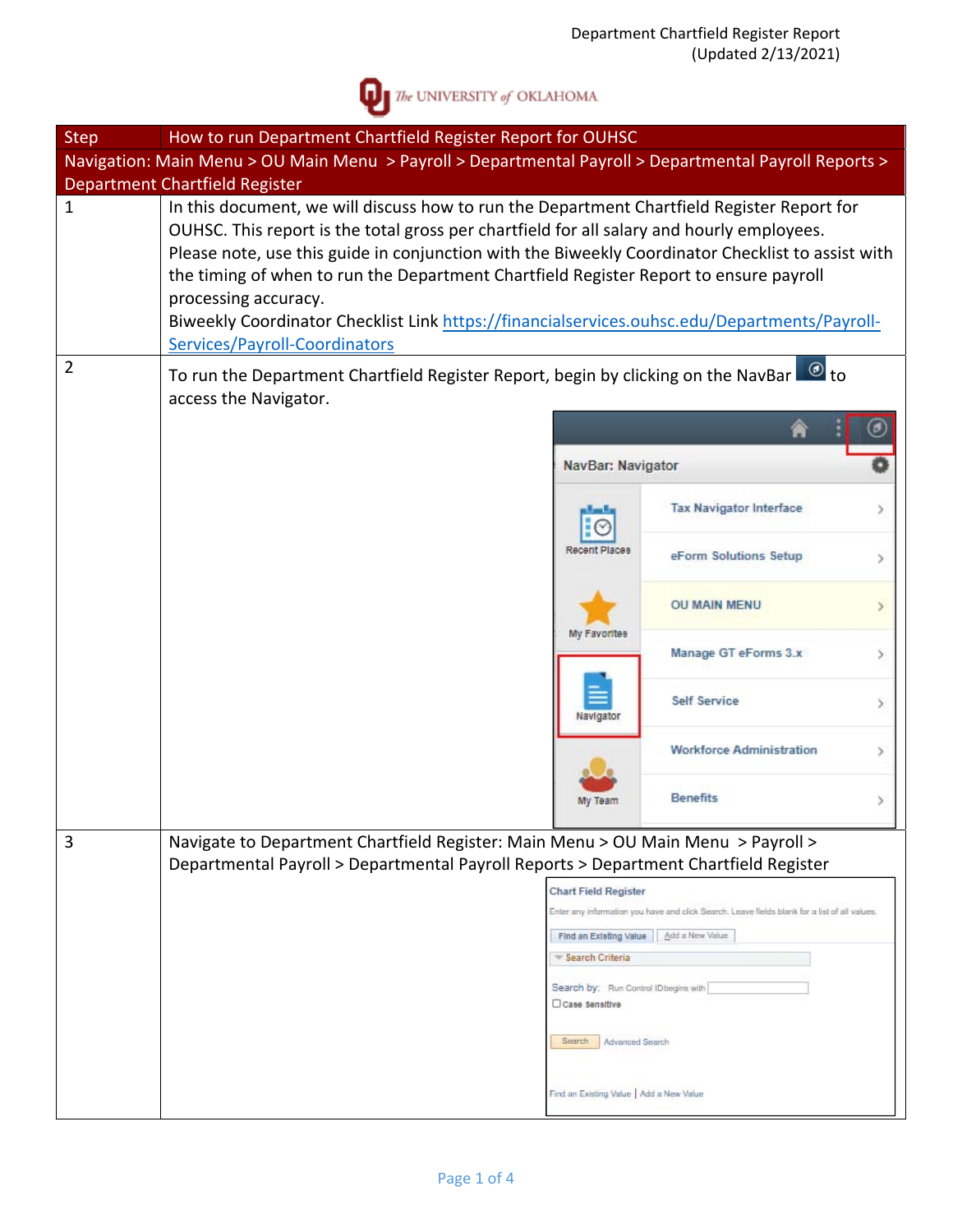Department Chartfield Register Report
(Updated 2/13/2021)

The UNIVERSITY of OKLAHOMA

| Step | How to run Department Chartfield Register Report for OUHSC |
| --- | --- |
| Navigation: Main Menu > OU Main Menu > Payroll > Departmental Payroll > Departmental Payroll Reports > Department Chartfield Register | |
| 1 | In this document, we will discuss how to run the Department Chartfield Register Report for OUHSC. This report is the total gross per chartfield for all salary and hourly employees. Please note, use this guide in conjunction with the Biweekly Coordinator Checklist to assist with the timing of when to run the Department Chartfield Register Report to ensure payroll processing accuracy. Biweekly Coordinator Checklist Link https://financialservices.ouhsc.edu/Departments/Payroll-Services/Payroll-Coordinators |
| 2 | To run the Department Chartfield Register Report, begin by clicking on the NavBar to access the Navigator. |
| 3 | Navigate to Department Chartfield Register: Main Menu > OU Main Menu > Payroll > Departmental Payroll > Departmental Payroll Reports > Department Chartfield Register |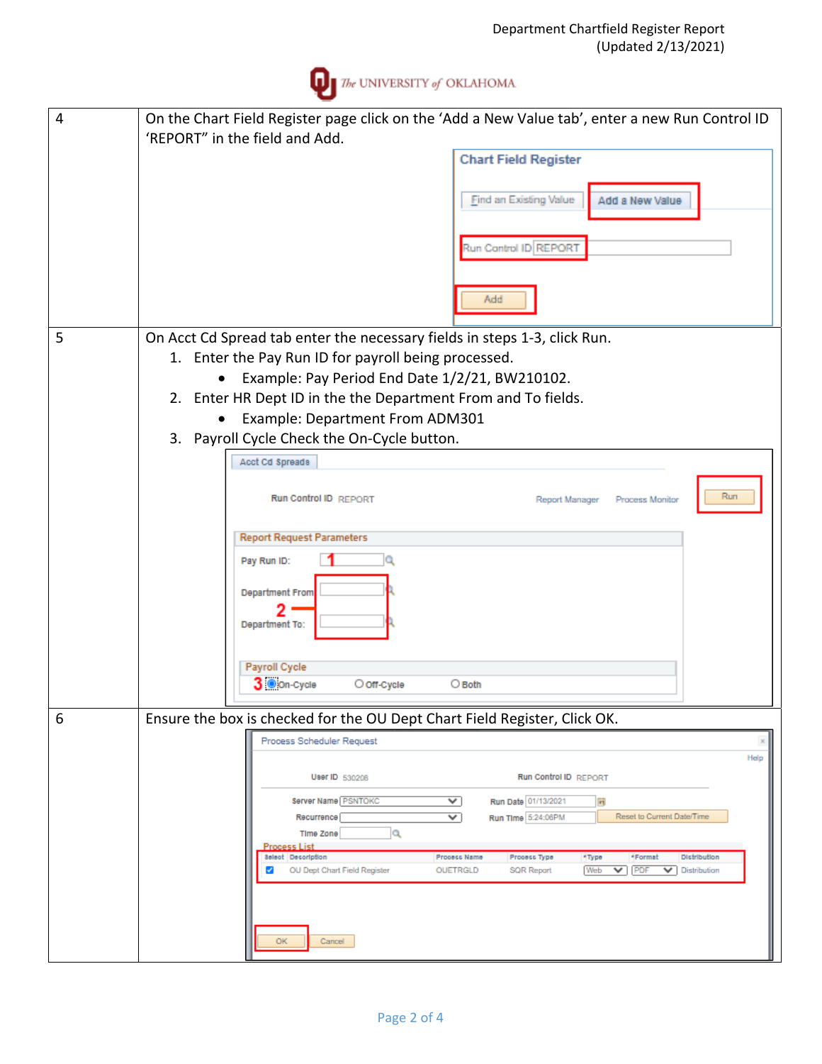| | |
|---|---|
| 4 | On the Chart Field Register page click on the 'Add a New Value tab', enter a new Run Control ID 'REPORT" in the field and Add. |
| 5 | On Acct Cd Spread tab enter the necessary fields in steps 1-3, click Run.<br>1. Enter the Pay Run ID for payroll being processed.<br>• Example: Pay Period End Date 1/2/21, BW210102.<br>2. Enter HR Dept ID in the the Department From and To fields.<br>• Example: Department From ADM301<br>3. Payroll Cycle Check the On-Cycle button. |
| 6 | Ensure the box is checked for the OU Dept Chart Field Register, Click OK. |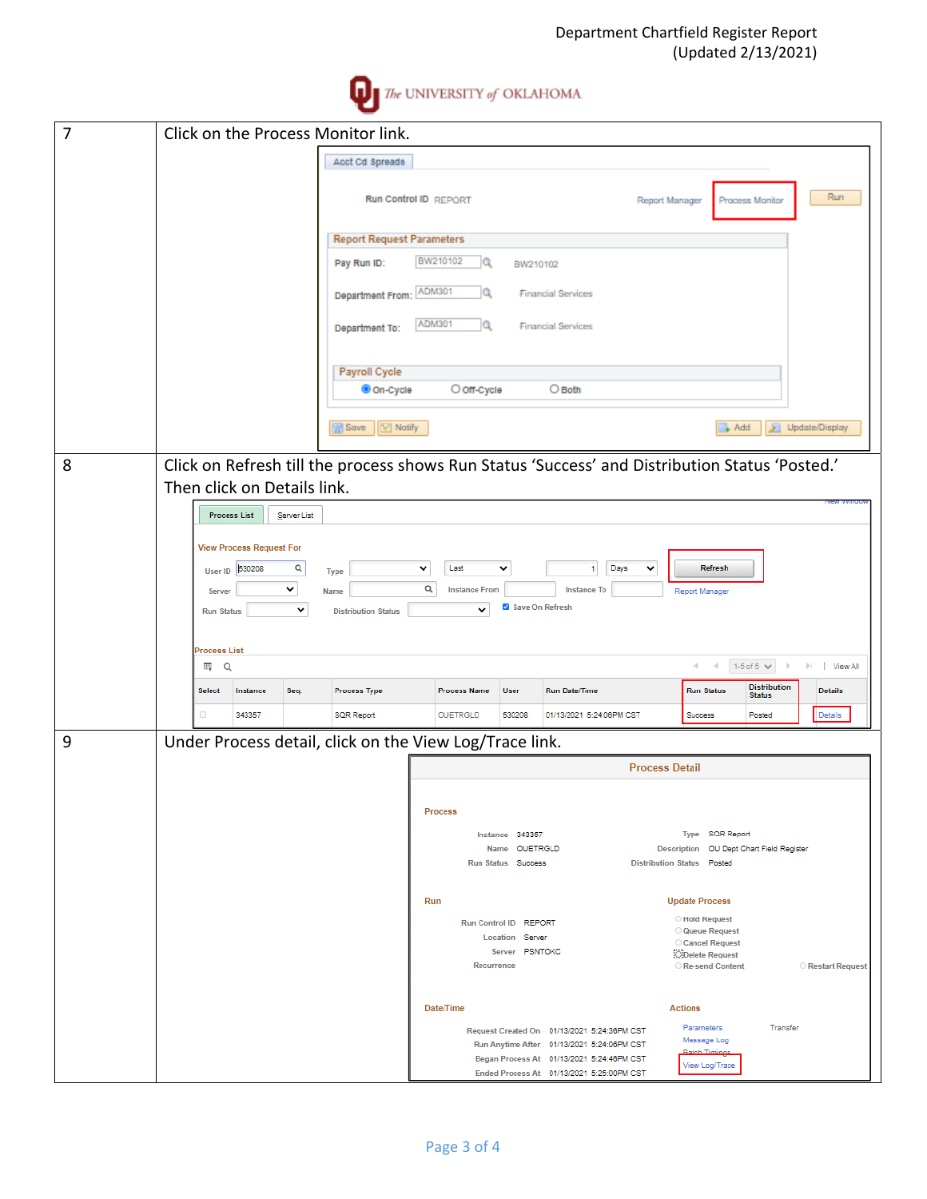| | |
|---|---|
| 7 | Click on the Process Monitor link. |
| 8 | Click on Refresh till the process shows Run Status 'Success' and Distribution Status 'Posted.' Then click on Details link. |
| 9 | Under Process detail, click on the View Log/Trace link. |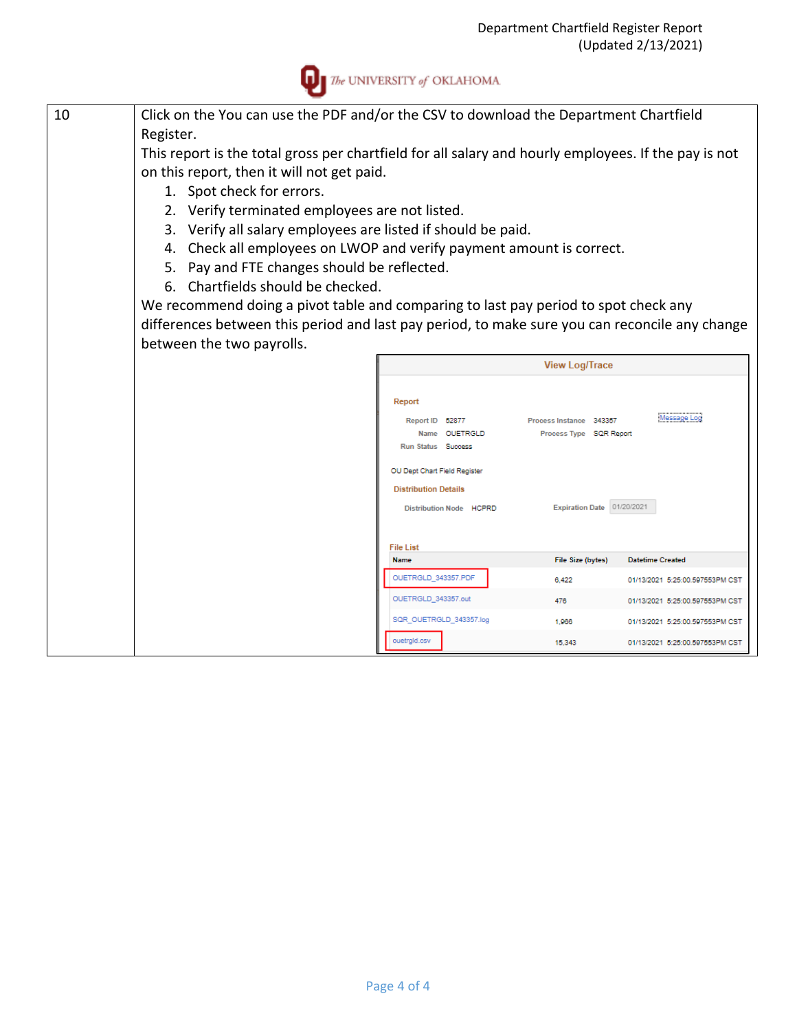| | |
|---|---|
| 10 | Click on the You can use the PDF and/or the CSV to download the Department Chartfield Register.<br>This report is the total gross per chartfield for all salary and hourly employees. If the pay is not on this report, then it will not get paid.<br>1. Spot check for errors.<br>2. Verify terminated employees are not listed.<br>3. Verify all salary employees are listed if should be paid.<br>4. Check all employees on LWOP and verify payment amount is correct.<br>5. Pay and FTE changes should be reflected.<br>6. Chartfields should be checked.<br>We recommend doing a pivot table and comparing to last pay period to spot check any differences between this period and last pay period, to make sure you can reconcile any change between the two payrolls. |

View Log/Trace

Report

Report ID 52877 Process Instance 343357 Message Log

Name OUETRGLD Process Type SQR Report

Run Status Success

OU Dept Chart Field Register

Distribution Details

Distribution Node HCPRD Expiration Date 01/20/2021

File List

| Name | File Size (bytes) | Datetime Created |
|---|---|---|
| OUETRGLD_343357.PDF | 6,422 | 01/13/2021 5:25:00.597553PM CST |
| OUETRGLD_343357.out | 476 | 01/13/2021 5:25:00.597553PM CST |
| SQR_OUETRGLD_343357.log | 1,966 | 01/13/2021 5:25:00.597553PM CST |
| ouetrgld.csv | 15,343 | 01/13/2021 5:25:00.597553PM CST |